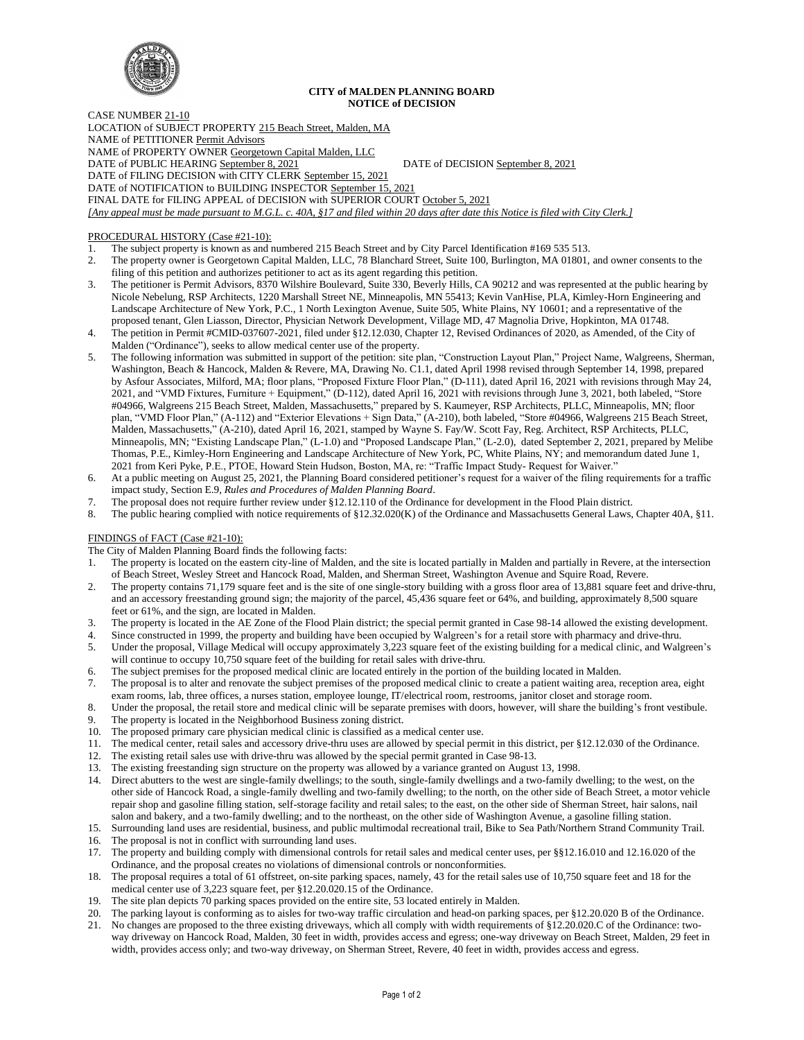# CITY of MALDEN PLANNING BOARD
## NOTICE of DECISION

CASE NUMBER 21-10
LOCATION of SUBJECT PROPERTY 215 Beach Street, Malden, MA
NAME of PETITIONER Permit Advisors
NAME of PROPERTY OWNER Georgetown Capital Malden, LLC
DATE of PUBLIC HEARING September 8, 2021 DATE of DECISION September 8, 2021
DATE of FILING DECISION with CITY CLERK September 15, 2021
DATE of NOTIFICATION to BUILDING INSPECTOR September 15, 2021
FINAL DATE for FILING APPEAL of DECISION with SUPERIOR COURT October 5, 2021
*[Any appeal must be made pursuant to M.G.L. c. 40A, §17 and filed within 20 days after date this Notice is filed with City Clerk.]*

PROCEDURAL HISTORY (Case #21-10):

1. The subject property is known as and numbered 215 Beach Street and by City Parcel Identification #169 535 513.
2. The property owner is Georgetown Capital Malden, LLC, 78 Blanchard Street, Suite 100, Burlington, MA 01801, and owner consents to the filing of this petition and authorizes petitioner to act as its agent regarding this petition.
3. The petitioner is Permit Advisors, 8370 Wilshire Boulevard, Suite 330, Beverly Hills, CA 90212 and was represented at the public hearing by Nicole Nebelung, RSP Architects, 1220 Marshall Street NE, Minneapolis, MN 55413; Kevin VanHise, PLA, Kimley-Horn Engineering and Landscape Architecture of New York, P.C., 1 North Lexington Avenue, Suite 505, White Plains, NY 10601; and a representative of the proposed tenant, Glen Liasson, Director, Physician Network Development, Village MD, 47 Magnolia Drive, Hopkinton, MA 01748.
4. The petition in Permit #CMID-037607-2021, filed under §12.12.030, Chapter 12, Revised Ordinances of 2020, as Amended, of the City of Malden ("Ordinance"), seeks to allow medical center use of the property.
5. The following information was submitted in support of the petition: site plan, "Construction Layout Plan," Project Name, Walgreens, Sherman, Washington, Beach & Hancock, Malden & Revere, MA, Drawing No. C1.1, dated April 1998 revised through September 14, 1998, prepared by Asfour Associates, Milford, MA; floor plans, "Proposed Fixture Floor Plan," (D-111), dated April 16, 2021 with revisions through May 24, 2021, and "VMD Fixtures, Furniture + Equipment," (D-112), dated April 16, 2021 with revisions through June 3, 2021, both labeled, "Store #04966, Walgreens 215 Beach Street, Malden, Massachusetts," prepared by S. Kaumeyer, RSP Architects, PLLC, Minneapolis, MN; floor plan, "VMD Floor Plan," (A-112) and "Exterior Elevations + Sign Data," (A-210), both labeled, "Store #04966, Walgreens 215 Beach Street, Malden, Massachusetts," (A-210), dated April 16, 2021, stamped by Wayne S. Fay/W. Scott Fay, Reg. Architect, RSP Architects, PLLC, Minneapolis, MN; "Existing Landscape Plan," (L-1.0) and "Proposed Landscape Plan," (L-2.0), dated September 2, 2021, prepared by Melibe Thomas, P.E., Kimley-Horn Engineering and Landscape Architecture of New York, PC, White Plains, NY; and memorandum dated June 1, 2021 from Keri Pyke, P.E., PTOE, Howard Stein Hudson, Boston, MA, re: "Traffic Impact Study- Request for Waiver."
6. At a public meeting on August 25, 2021, the Planning Board considered petitioner's request for a waiver of the filing requirements for a traffic impact study, Section E.9, *Rules and Procedures of Malden Planning Board*.
7. The proposal does not require further review under §12.12.110 of the Ordinance for development in the Flood Plain district.
8. The public hearing complied with notice requirements of §12.32.020(K) of the Ordinance and Massachusetts General Laws, Chapter 40A, §11.

FINDINGS of FACT (Case #21-10):

The City of Malden Planning Board finds the following facts:

1. The property is located on the eastern city-line of Malden, and the site is located partially in Malden and partially in Revere, at the intersection of Beach Street, Wesley Street and Hancock Road, Malden, and Sherman Street, Washington Avenue and Squire Road, Revere.
2. The property contains 71,179 square feet and is the site of one single-story building with a gross floor area of 13,881 square feet and drive-thru, and an accessory freestanding ground sign; the majority of the parcel, 45,436 square feet or 64%, and building, approximately 8,500 square feet or 61%, and the sign, are located in Malden.
3. The property is located in the AE Zone of the Flood Plain district; the special permit granted in Case 98-14 allowed the existing development.
4. Since constructed in 1999, the property and building have been occupied by Walgreen's for a retail store with pharmacy and drive-thru.
5. Under the proposal, Village Medical will occupy approximately 3,223 square feet of the existing building for a medical clinic, and Walgreen's will continue to occupy 10,750 square feet of the building for retail sales with drive-thru.
6. The subject premises for the proposed medical clinic are located entirely in the portion of the building located in Malden.
7. The proposal is to alter and renovate the subject premises of the proposed medical clinic to create a patient waiting area, reception area, eight exam rooms, lab, three offices, a nurses station, employee lounge, IT/electrical room, restrooms, janitor closet and storage room.
8. Under the proposal, the retail store and medical clinic will be separate premises with doors, however, will share the building's front vestibule.
9. The property is located in the Neighborhood Business zoning district.
10. The proposed primary care physician medical clinic is classified as a medical center use.
11. The medical center, retail sales and accessory drive-thru uses are allowed by special permit in this district, per §12.12.030 of the Ordinance.
12. The existing retail sales use with drive-thru was allowed by the special permit granted in Case 98-13.
13. The existing freestanding sign structure on the property was allowed by a variance granted on August 13, 1998.
14. Direct abutters to the west are single-family dwellings; to the south, single-family dwellings and a two-family dwelling; to the west, on the other side of Hancock Road, a single-family dwelling and two-family dwelling; to the north, on the other side of Beach Street, a motor vehicle repair shop and gasoline filling station, self-storage facility and retail sales; to the east, on the other side of Sherman Street, hair salons, nail salon and bakery, and a two-family dwelling; and to the northeast, on the other side of Washington Avenue, a gasoline filling station.
15. Surrounding land uses are residential, business, and public multimodal recreational trail, Bike to Sea Path/Northern Strand Community Trail.
16. The proposal is not in conflict with surrounding land uses.
17. The property and building comply with dimensional controls for retail sales and medical center uses, per §§12.16.010 and 12.16.020 of the Ordinance, and the proposal creates no violations of dimensional controls or nonconformities.
18. The proposal requires a total of 61 offstreet, on-site parking spaces, namely, 43 for the retail sales use of 10,750 square feet and 18 for the medical center use of 3,223 square feet, per §12.20.020.15 of the Ordinance.
19. The site plan depicts 70 parking spaces provided on the entire site, 53 located entirely in Malden.
20. The parking layout is conforming as to aisles for two-way traffic circulation and head-on parking spaces, per §12.20.020 B of the Ordinance.
21. No changes are proposed to the three existing driveways, which all comply with width requirements of §12.20.020.C of the Ordinance: two-way driveway on Hancock Road, Malden, 30 feet in width, provides access and egress; one-way driveway on Beach Street, Malden, 29 feet in width, provides access only; and two-way driveway, on Sherman Street, Revere, 40 feet in width, provides access and egress.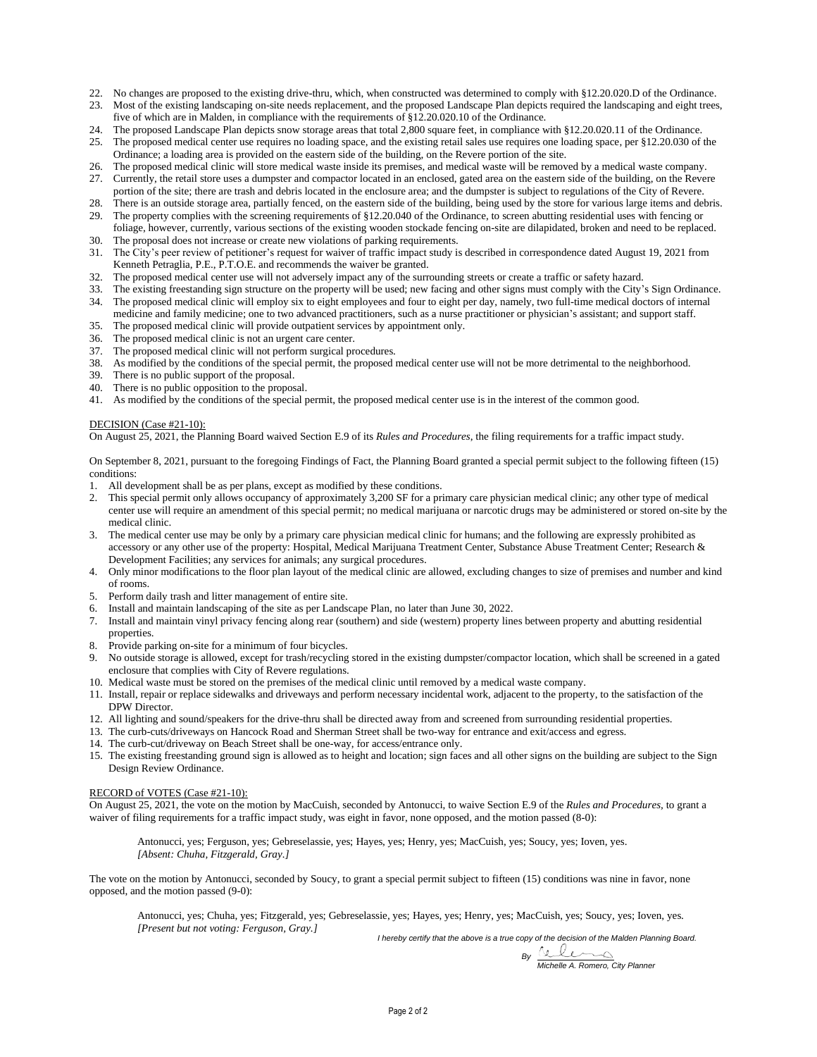22. No changes are proposed to the existing drive-thru, which, when constructed was determined to comply with §12.20.020.D of the Ordinance.
23. Most of the existing landscaping on-site needs replacement, and the proposed Landscape Plan depicts required the landscaping and eight trees, five of which are in Malden, in compliance with the requirements of §12.20.020.10 of the Ordinance.
24. The proposed Landscape Plan depicts snow storage areas that total 2,800 square feet, in compliance with §12.20.020.11 of the Ordinance.
25. The proposed medical center use requires no loading space, and the existing retail sales use requires one loading space, per §12.20.030 of the Ordinance; a loading area is provided on the eastern side of the building, on the Revere portion of the site.
26. The proposed medical clinic will store medical waste inside its premises, and medical waste will be removed by a medical waste company.
27. Currently, the retail store uses a dumpster and compactor located in an enclosed, gated area on the eastern side of the building, on the Revere portion of the site; there are trash and debris located in the enclosure area; and the dumpster is subject to regulations of the City of Revere.
28. There is an outside storage area, partially fenced, on the eastern side of the building, being used by the store for various large items and debris.
29. The property complies with the screening requirements of §12.20.040 of the Ordinance, to screen abutting residential uses with fencing or foliage, however, currently, various sections of the existing wooden stockade fencing on-site are dilapidated, broken and need to be replaced.
30. The proposal does not increase or create new violations of parking requirements.
31. The City's peer review of petitioner's request for waiver of traffic impact study is described in correspondence dated August 19, 2021 from Kenneth Petraglia, P.E., P.T.O.E. and recommends the waiver be granted.
32. The proposed medical center use will not adversely impact any of the surrounding streets or create a traffic or safety hazard.
33. The existing freestanding sign structure on the property will be used; new facing and other signs must comply with the City's Sign Ordinance.
34. The proposed medical clinic will employ six to eight employees and four to eight per day, namely, two full-time medical doctors of internal medicine and family medicine; one to two advanced practitioners, such as a nurse practitioner or physician's assistant; and support staff.
35. The proposed medical clinic will provide outpatient services by appointment only.
36. The proposed medical clinic is not an urgent care center.
37. The proposed medical clinic will not perform surgical procedures.
38. As modified by the conditions of the special permit, the proposed medical center use will not be more detrimental to the neighborhood.
39. There is no public support of the proposal.
40. There is no public opposition to the proposal.
41. As modified by the conditions of the special permit, the proposed medical center use is in the interest of the common good.

DECISION (Case #21-10):

On August 25, 2021, the Planning Board waived Section E.9 of its *Rules and Procedures*, the filing requirements for a traffic impact study.

On September 8, 2021, pursuant to the foregoing Findings of Fact, the Planning Board granted a special permit subject to the following fifteen (15) conditions:

1. All development shall be as per plans, except as modified by these conditions.
2. This special permit only allows occupancy of approximately 3,200 SF for a primary care physician medical clinic; any other type of medical center use will require an amendment of this special permit; no medical marijuana or narcotic drugs may be administered or stored on-site by the medical clinic.
3. The medical center use may be only by a primary care physician medical clinic for humans; and the following are expressly prohibited as accessory or any other use of the property: Hospital, Medical Marijuana Treatment Center, Substance Abuse Treatment Center; Research & Development Facilities; any services for animals; any surgical procedures.
4. Only minor modifications to the floor plan layout of the medical clinic are allowed, excluding changes to size of premises and number and kind of rooms.
5. Perform daily trash and litter management of entire site.
6. Install and maintain landscaping of the site as per Landscape Plan, no later than June 30, 2022.
7. Install and maintain vinyl privacy fencing along rear (southern) and side (western) property lines between property and abutting residential properties.
8. Provide parking on-site for a minimum of four bicycles.
9. No outside storage is allowed, except for trash/recycling stored in the existing dumpster/compactor location, which shall be screened in a gated enclosure that complies with City of Revere regulations.
10. Medical waste must be stored on the premises of the medical clinic until removed by a medical waste company.
11. Install, repair or replace sidewalks and driveways and perform necessary incidental work, adjacent to the property, to the satisfaction of the DPW Director.
12. All lighting and sound/speakers for the drive-thru shall be directed away from and screened from surrounding residential properties.
13. The curb-cuts/driveways on Hancock Road and Sherman Street shall be two-way for entrance and exit/access and egress.
14. The curb-cut/driveway on Beach Street shall be one-way, for access/entrance only.
15. The existing freestanding ground sign is allowed as to height and location; sign faces and all other signs on the building are subject to the Sign Design Review Ordinance.

RECORD of VOTES (Case #21-10):

On August 25, 2021, the vote on the motion by MacCuish, seconded by Antonucci, to waive Section E.9 of the *Rules and Procedures*, to grant a waiver of filing requirements for a traffic impact study, was eight in favor, none opposed, and the motion passed (8-0):

> Antonucci, yes; Ferguson, yes; Gebreselassie, yes; Hayes, yes; Henry, yes; MacCuish, yes; Soucy, yes; Ioven, yes.
> *[Absent: Chuha, Fitzgerald, Gray.]*

The vote on the motion by Antonucci, seconded by Soucy, to grant a special permit subject to fifteen (15) conditions was nine in favor, none opposed, and the motion passed (9-0):

> Antonucci, yes; Chuha, yes; Fitzgerald, yes; Gebreselassie, yes; Hayes, yes; Henry, yes; MacCuish, yes; Soucy, yes; Ioven, yes.
> *[Present but not voting: Ferguson, Gray.]*

*I hereby certify that the above is a true copy of the decision of the Malden Planning Board.*

*By* ________

*Michelle A. Romero, City Planner*